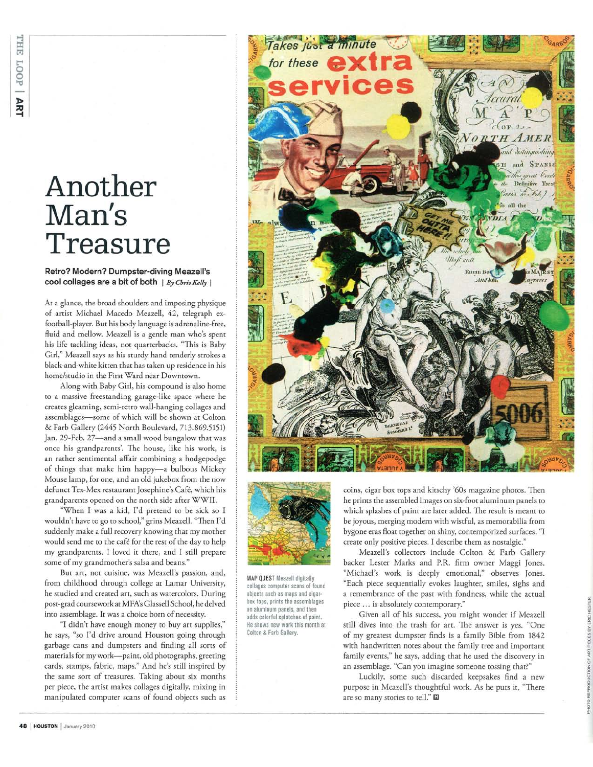# Another Man's Treasure

**Retro? Modern? Dumpster-diving Meazell's cool collages are a bit of both** | *By Chris Kelly* |

At a glance, the broad shoulders and imposing physique of artist Michael Macedo Meazell, 42, telegraph ex-football-player. But his body language is adrenaline-free, fluid and mellow. Meazell is a gentle man who's spent his life tackling ideas, not quarterbacks. "This is Baby Girl," Meazell says as his sturdy hand tenderly strokes a black-and-white kitten that has taken up residence in his home/studio in the First Ward near Downtown.

Along with Baby Girl, his compound is also home to a massive freestanding garage-like space where he creates gleaming, semi-retro wall-hanging collages and assemblages—some of which will be shown at Colton & Farb Gallery (2445 North Boulevard, 713.869.5151) Jan. 29-Feb. 27—and a small wood bungalow that was once his grandparents'. The house, like his work, is an rather sentimental affair combining a hodgepodge of things that make him happy—a bulbous Mickey Mouse lamp, for one, and an old jukebox from the now defunct Tex-Mex restaurant Josephine's Café, which his grandparents opened on the north side after WWII.

"When I was a kid, I'd pretend to be sick so I wouldn't have to go to school," grins Meazell. "Then I'd suddenly make a full recovery knowing that my mother would send me to the café for the rest of the day to help my grandparents. I loved it there, and I still prepare some of my grandmother's salsa and beans."

But art, not cuisine, was Meazell's passion, and, from childhood through college at Lamar University, he studied and created art, such as watercolors. During post-grad coursework at MFA's Glassell School, he delved into assemblage. It was a choice born of necessity.

"I didn't have enough money to buy art supplies," he says, "so I'd drive around Houston going through garbage cans and dumpsters and finding all sorts of materials for my work—paint, old photographs, greeting cards, stamps, fabric, maps." And he's still inspired by the same sort of treasures. Taking about six months per piece, the artist makes collages digitally, mixing in manipulated computer scans of found objects such as coins, cigar box tops and kitschy '60s magazine photos. Then he prints the assembled images on six-foot aluminum panels to which splashes of paint are later added. The result is meant to be joyous, merging modern with wistful, as memorabilia from bygone eras float together on shiny, contemporized surfaces. "I create only positive pieces. I describe them as nostalgic."

**MAP QUEST** Meazell digitally collages computer scans of found objects such as maps and cigar-box tops, prints the assemblages on aluminum panels, and then adds colorful splotches of paint. He shows new work this month at Colton & Farb Gallery.

Meazell's collectors include Colton & Farb Gallery backer Lester Marks and P.R. firm owner Maggi Jones. "Michael's work is deeply emotional," observes Jones. "Each piece sequentially evokes laughter, smiles, sighs and a remembrance of the past with fondness, while the actual piece ... is absolutely contemporary."

Given all of his success, you might wonder if Meazell still dives into the trash for art. The answer is yes. "One of my greatest dumpster finds is a family Bible from 1842 with handwritten notes about the family tree and important family events," he says, adding that he used the discovery in an assemblage. "Can you imagine someone tossing that?"

Luckily, some such discarded keepsakes find a new purpose in Meazell's thoughtful work. As he puts it, "There are so many stories to tell."

PHOTO REPRODUCTION OF ART PIECES BY ERIC HESTER.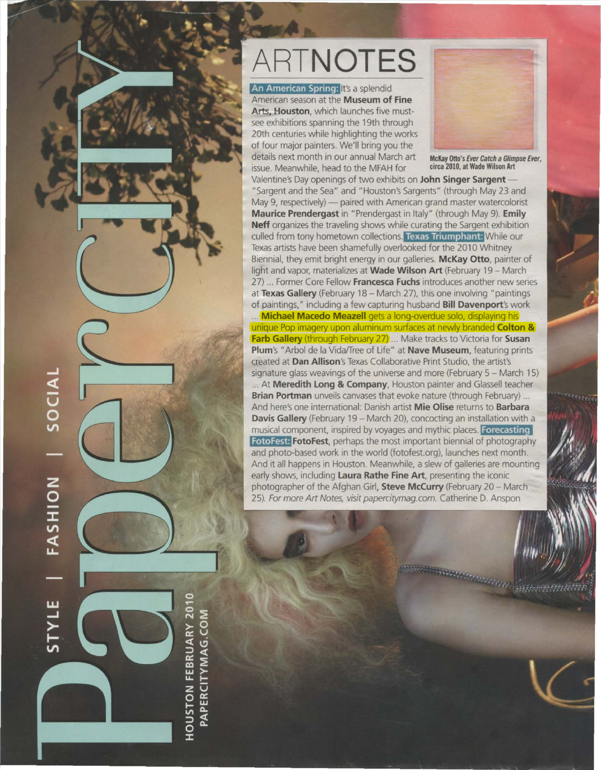PAPERCITY

STYLE | FASHION | SOCIAL

HOUSTON FEBRUARY 2010
PAPERCITYMAG.COM

# ARTNOTES

McKay Otto's *Ever Catch a Glimpse Ever*, circa 2010, at Wade Wilson Art

**An American Spring:** It's a splendid American season at the **Museum of Fine Arts, Houston**, which launches five must-see exhibitions spanning the 19th through 20th centuries while highlighting the works of four major painters. We'll bring you the details next month in our annual March art issue. Meanwhile, head to the MFAH for Valentine's Day openings of two exhibits on **John Singer Sargent** — "Sargent and the Sea" and "Houston's Sargents" (through May 23 and May 9, respectively) — paired with American grand master watercolorist **Maurice Prendergast** in "Prendergast in Italy" (through May 9). **Emily Neff** organizes the traveling shows while curating the Sargent exhibition culled from tony hometown collections. **Texas Triumphant:** While our Texas artists have been shamefully overlooked for the 2010 Whitney Biennial, they emit bright energy in our galleries. **McKay Otto**, painter of light and vapor, materializes at **Wade Wilson Art** (February 19 – March 27) ... Former Core Fellow **Francesca Fuchs** introduces another new series at **Texas Gallery** (February 18 – March 27), this one involving "paintings of paintings," including a few capturing husband **Bill Davenport**'s work ... **Michael Macedo Meazell** gets a long-overdue solo, displaying his unique Pop imagery upon aluminum surfaces at newly branded **Colton & Farb Gallery** (through February 27) ... Make tracks to Victoria for **Susan Plum**'s "Arbol de la Vida/Tree of Life" at **Nave Museum**, featuring prints created at **Dan Allison**'s Texas Collaborative Print Studio, the artist's signature glass weavings of the universe and more (February 5 – March 15) ... At **Meredith Long & Company**, Houston painter and Glassell teacher **Brian Portman** unveils canvases that evoke nature (through February) ... And here's one international: Danish artist **Mie Olise** returns to **Barbara Davis Gallery** (February 19 – March 20), concocting an installation with a musical component, inspired by voyages and mythic places. **Forecasting FotoFest: FotoFest**, perhaps the most important biennial of photography and photo-based work in the world (fotofest.org), launches next month. And it all happens in Houston. Meanwhile, a slew of galleries are mounting early shows, including **Laura Rathe Fine Art**, presenting the iconic photographer of the Afghan Girl, **Steve McCurry** (February 20 – March 25). *For more Art Notes, visit papercitymag.com.* Catherine D. Anspon